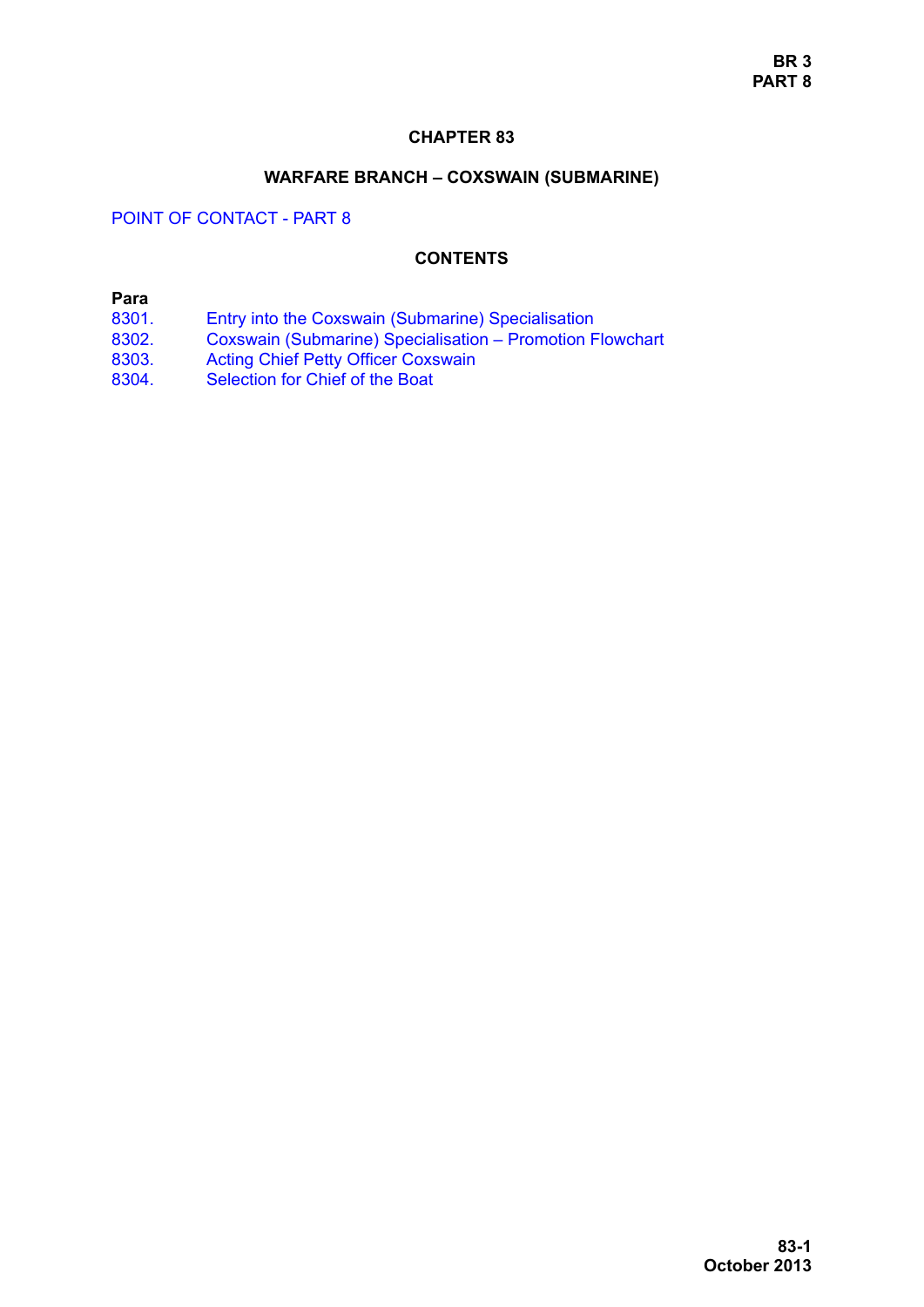# CHAPTER 83

## WARFARE BRANCH – COXSWAIN (SUBMARINE)

POINT OF CONTACT - PART 8

### CONTENTS

**Para**

| | |
|---|---|
| 8301. | Entry into the Coxswain (Submarine) Specialisation |
| 8302. | Coxswain (Submarine) Specialisation – Promotion Flowchart |
| 8303. | Acting Chief Petty Officer Coxswain |
| 8304. | Selection for Chief of the Boat |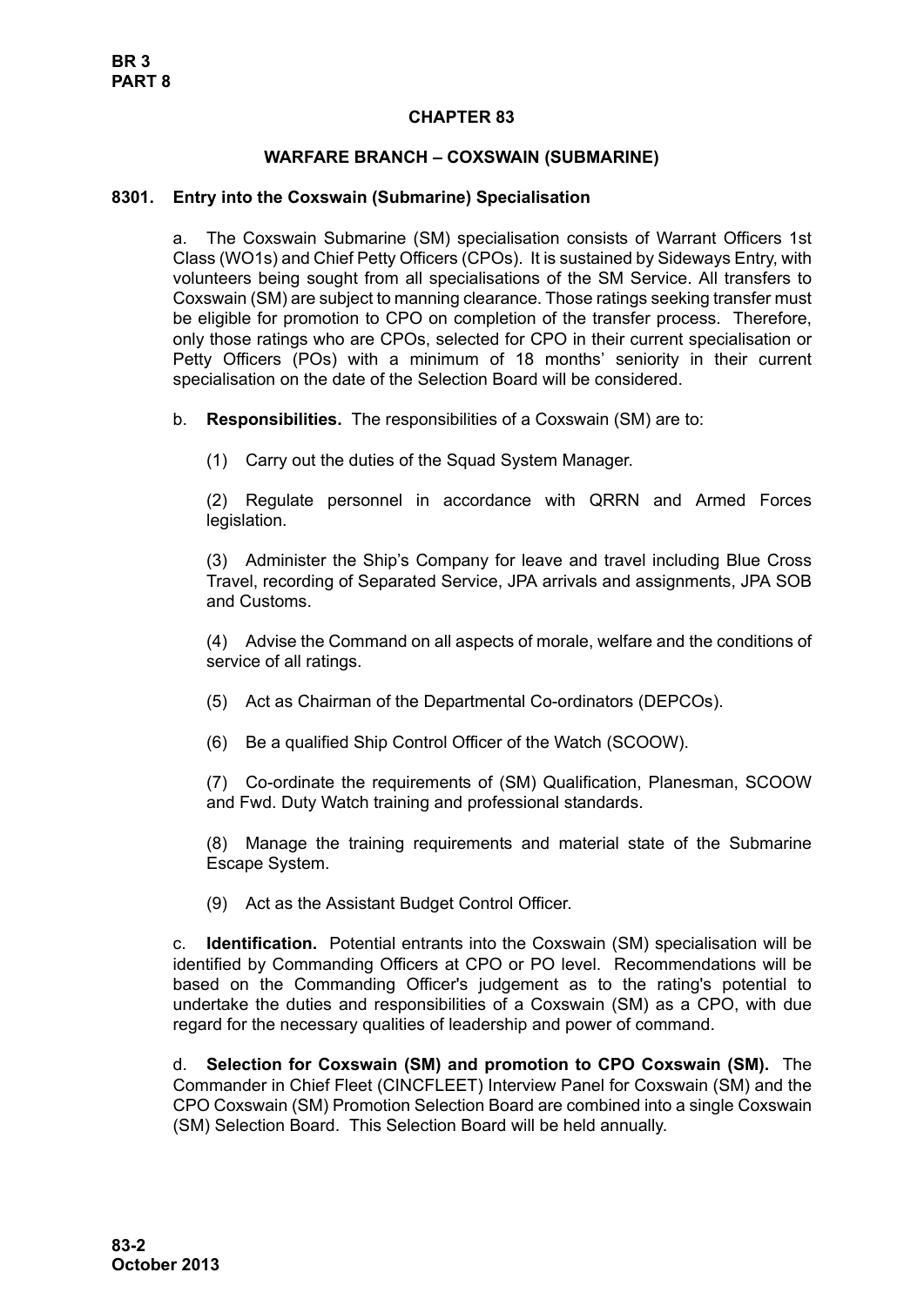## CHAPTER 83

### WARFARE BRANCH – COXSWAIN (SUBMARINE)

#### 8301. Entry into the Coxswain (Submarine) Specialisation

a. The Coxswain Submarine (SM) specialisation consists of Warrant Officers 1st Class (WO1s) and Chief Petty Officers (CPOs). It is sustained by Sideways Entry, with volunteers being sought from all specialisations of the SM Service. All transfers to Coxswain (SM) are subject to manning clearance. Those ratings seeking transfer must be eligible for promotion to CPO on completion of the transfer process. Therefore, only those ratings who are CPOs, selected for CPO in their current specialisation or Petty Officers (POs) with a minimum of 18 months' seniority in their current specialisation on the date of the Selection Board will be considered.

b. **Responsibilities.** The responsibilities of a Coxswain (SM) are to:

(1) Carry out the duties of the Squad System Manager.

(2) Regulate personnel in accordance with QRRN and Armed Forces legislation.

(3) Administer the Ship's Company for leave and travel including Blue Cross Travel, recording of Separated Service, JPA arrivals and assignments, JPA SOB and Customs.

(4) Advise the Command on all aspects of morale, welfare and the conditions of service of all ratings.

(5) Act as Chairman of the Departmental Co-ordinators (DEPCOs).

(6) Be a qualified Ship Control Officer of the Watch (SCOOW).

(7) Co-ordinate the requirements of (SM) Qualification, Planesman, SCOOW and Fwd. Duty Watch training and professional standards.

(8) Manage the training requirements and material state of the Submarine Escape System.

(9) Act as the Assistant Budget Control Officer.

c. **Identification.** Potential entrants into the Coxswain (SM) specialisation will be identified by Commanding Officers at CPO or PO level. Recommendations will be based on the Commanding Officer's judgement as to the rating's potential to undertake the duties and responsibilities of a Coxswain (SM) as a CPO, with due regard for the necessary qualities of leadership and power of command.

d. **Selection for Coxswain (SM) and promotion to CPO Coxswain (SM).** The Commander in Chief Fleet (CINCFLEET) Interview Panel for Coxswain (SM) and the CPO Coxswain (SM) Promotion Selection Board are combined into a single Coxswain (SM) Selection Board. This Selection Board will be held annually.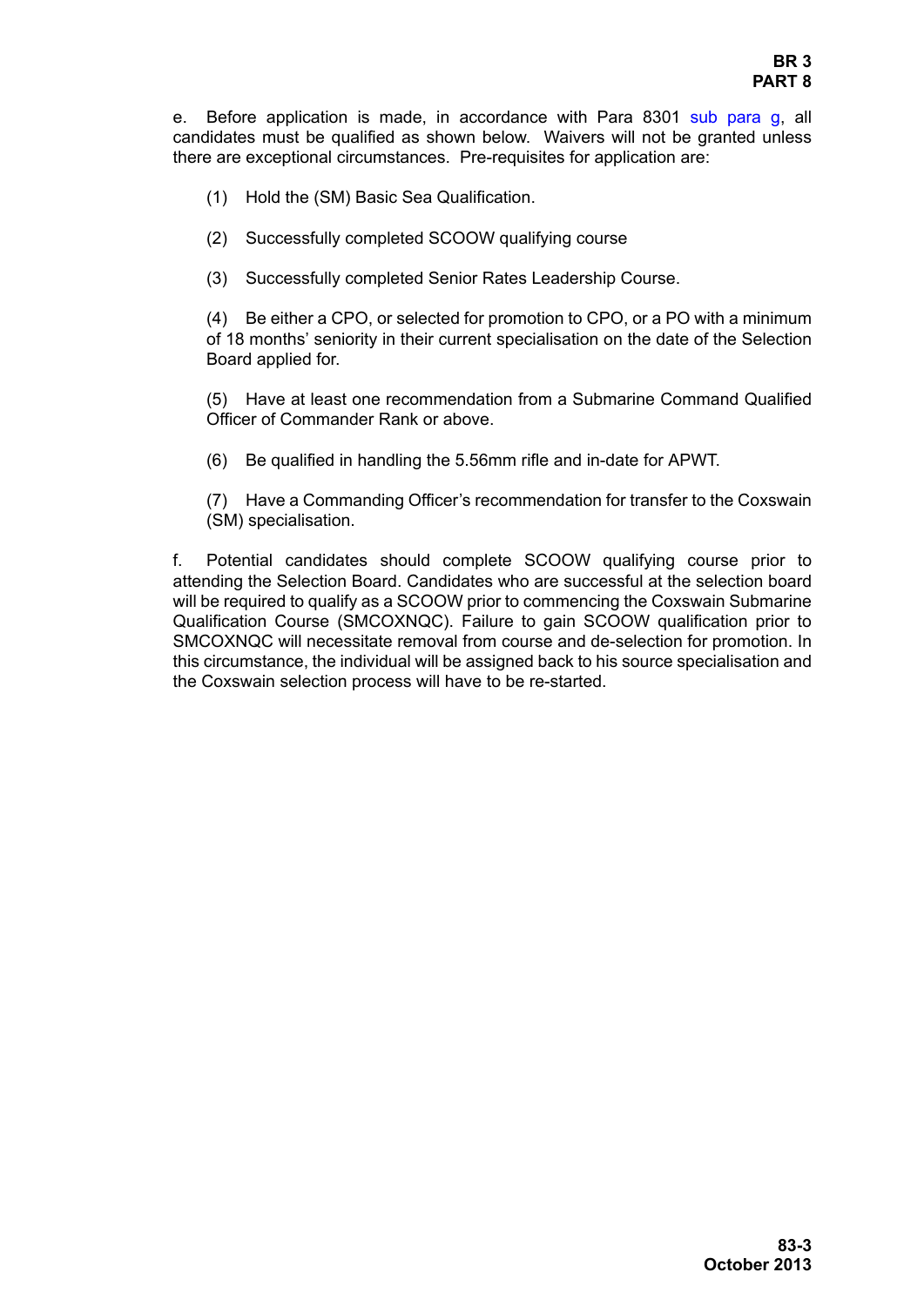e. Before application is made, in accordance with Para 8301 sub para g, all candidates must be qualified as shown below. Waivers will not be granted unless there are exceptional circumstances. Pre-requisites for application are:

(1) Hold the (SM) Basic Sea Qualification.

(2) Successfully completed SCOOW qualifying course

(3) Successfully completed Senior Rates Leadership Course.

(4) Be either a CPO, or selected for promotion to CPO, or a PO with a minimum of 18 months' seniority in their current specialisation on the date of the Selection Board applied for.

(5) Have at least one recommendation from a Submarine Command Qualified Officer of Commander Rank or above.

(6) Be qualified in handling the 5.56mm rifle and in-date for APWT.

(7) Have a Commanding Officer's recommendation for transfer to the Coxswain (SM) specialisation.

f. Potential candidates should complete SCOOW qualifying course prior to attending the Selection Board. Candidates who are successful at the selection board will be required to qualify as a SCOOW prior to commencing the Coxswain Submarine Qualification Course (SMCOXNQC). Failure to gain SCOOW qualification prior to SMCOXNQC will necessitate removal from course and de-selection for promotion. In this circumstance, the individual will be assigned back to his source specialisation and the Coxswain selection process will have to be re-started.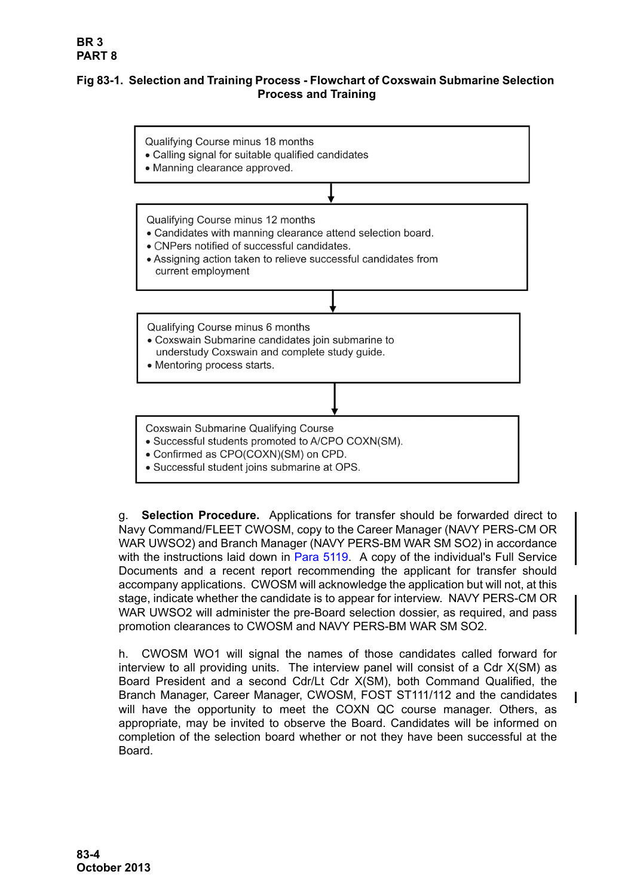**Fig 83-1. Selection and Training Process - Flowchart of Coxswain Submarine Selection Process and Training**

Qualifying Course minus 18 months
- Calling signal for suitable qualified candidates
- Manning clearance approved.

↓

Qualifying Course minus 12 months
- Candidates with manning clearance attend selection board.
- CNPers notified of successful candidates.
- Assigning action taken to relieve successful candidates from current employment

↓

Qualifying Course minus 6 months
- Coxswain Submarine candidates join submarine to understudy Coxswain and complete study guide.
- Mentoring process starts.

↓

Coxswain Submarine Qualifying Course
- Successful students promoted to A/CPO COXN(SM).
- Confirmed as CPO(COXN)(SM) on CPD.
- Successful student joins submarine at OPS.

g. **Selection Procedure.** Applications for transfer should be forwarded direct to Navy Command/FLEET CWOSM, copy to the Career Manager (NAVY PERS-CM OR WAR UWSO2) and Branch Manager (NAVY PERS-BM WAR SM SO2) in accordance with the instructions laid down in Para 5119. A copy of the individual's Full Service Documents and a recent report recommending the applicant for transfer should accompany applications. CWOSM will acknowledge the application but will not, at this stage, indicate whether the candidate is to appear for interview. NAVY PERS-CM OR WAR UWSO2 will administer the pre-Board selection dossier, as required, and pass promotion clearances to CWOSM and NAVY PERS-BM WAR SM SO2.

h. CWOSM WO1 will signal the names of those candidates called forward for interview to all providing units. The interview panel will consist of a Cdr X(SM) as Board President and a second Cdr/Lt Cdr X(SM), both Command Qualified, the Branch Manager, Career Manager, CWOSM, FOST ST111/112 and the candidates will have the opportunity to meet the COXN QC course manager. Others, as appropriate, may be invited to observe the Board. Candidates will be informed on completion of the selection board whether or not they have been successful at the Board.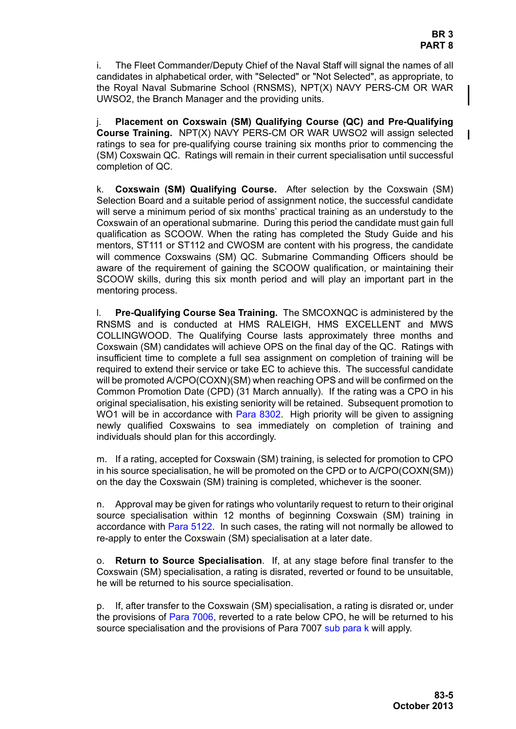i. The Fleet Commander/Deputy Chief of the Naval Staff will signal the names of all candidates in alphabetical order, with "Selected" or "Not Selected", as appropriate, to the Royal Naval Submarine School (RNSMS), NPT(X) NAVY PERS-CM OR WAR UWSO2, the Branch Manager and the providing units.

j. **Placement on Coxswain (SM) Qualifying Course (QC) and Pre-Qualifying Course Training.** NPT(X) NAVY PERS-CM OR WAR UWSO2 will assign selected ratings to sea for pre-qualifying course training six months prior to commencing the (SM) Coxswain QC. Ratings will remain in their current specialisation until successful completion of QC.

k. **Coxswain (SM) Qualifying Course.** After selection by the Coxswain (SM) Selection Board and a suitable period of assignment notice, the successful candidate will serve a minimum period of six months' practical training as an understudy to the Coxswain of an operational submarine. During this period the candidate must gain full qualification as SCOOW. When the rating has completed the Study Guide and his mentors, ST111 or ST112 and CWOSM are content with his progress, the candidate will commence Coxswains (SM) QC. Submarine Commanding Officers should be aware of the requirement of gaining the SCOOW qualification, or maintaining their SCOOW skills, during this six month period and will play an important part in the mentoring process.

l. **Pre-Qualifying Course Sea Training.** The SMCOXNQC is administered by the RNSMS and is conducted at HMS RALEIGH, HMS EXCELLENT and MWS COLLINGWOOD. The Qualifying Course lasts approximately three months and Coxswain (SM) candidates will achieve OPS on the final day of the QC. Ratings with insufficient time to complete a full sea assignment on completion of training will be required to extend their service or take EC to achieve this. The successful candidate will be promoted A/CPO(COXN)(SM) when reaching OPS and will be confirmed on the Common Promotion Date (CPD) (31 March annually). If the rating was a CPO in his original specialisation, his existing seniority will be retained. Subsequent promotion to WO1 will be in accordance with Para 8302. High priority will be given to assigning newly qualified Coxswains to sea immediately on completion of training and individuals should plan for this accordingly.

m. If a rating, accepted for Coxswain (SM) training, is selected for promotion to CPO in his source specialisation, he will be promoted on the CPD or to A/CPO(COXN(SM)) on the day the Coxswain (SM) training is completed, whichever is the sooner.

n. Approval may be given for ratings who voluntarily request to return to their original source specialisation within 12 months of beginning Coxswain (SM) training in accordance with Para 5122. In such cases, the rating will not normally be allowed to re-apply to enter the Coxswain (SM) specialisation at a later date.

o. **Return to Source Specialisation**. If, at any stage before final transfer to the Coxswain (SM) specialisation, a rating is disrated, reverted or found to be unsuitable, he will be returned to his source specialisation.

p. If, after transfer to the Coxswain (SM) specialisation, a rating is disrated or, under the provisions of Para 7006, reverted to a rate below CPO, he will be returned to his source specialisation and the provisions of Para 7007 sub para k will apply.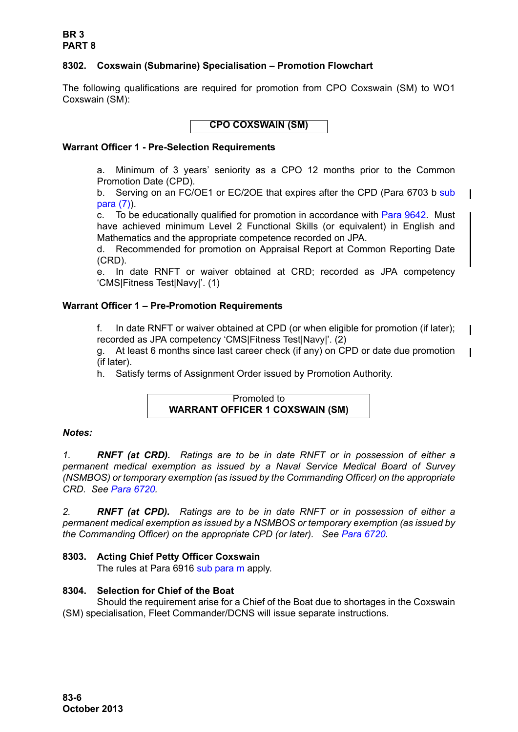## 8302. Coxswain (Submarine) Specialisation – Promotion Flowchart

The following qualifications are required for promotion from CPO Coxswain (SM) to WO1 Coxswain (SM):

**CPO COXSWAIN (SM)**

### Warrant Officer 1 - Pre-Selection Requirements

a. Minimum of 3 years' seniority as a CPO 12 months prior to the Common Promotion Date (CPD).
b. Serving on an FC/OE1 or EC/2OE that expires after the CPD (Para 6703 b sub para (7)).
c. To be educationally qualified for promotion in accordance with Para 9642. Must have achieved minimum Level 2 Functional Skills (or equivalent) in English and Mathematics and the appropriate competence recorded on JPA.
d. Recommended for promotion on Appraisal Report at Common Reporting Date (CRD).
e. In date RNFT or waiver obtained at CRD; recorded as JPA competency 'CMS|Fitness Test|Navy|'. (1)

### Warrant Officer 1 – Pre-Promotion Requirements

f. In date RNFT or waiver obtained at CPD (or when eligible for promotion (if later); recorded as JPA competency 'CMS|Fitness Test|Navy|'. (2)
g. At least 6 months since last career check (if any) on CPD or date due promotion (if later).
h. Satisfy terms of Assignment Order issued by Promotion Authority.

Promoted to
**WARRANT OFFICER 1 COXSWAIN (SM)**

***Notes:***

*1.* ***RNFT (at CRD).*** *Ratings are to be in date RNFT or in possession of either a permanent medical exemption as issued by a Naval Service Medical Board of Survey (NSMBOS) or temporary exemption (as issued by the Commanding Officer) on the appropriate CRD. See Para 6720.*

*2.* ***RNFT (at CPD).*** *Ratings are to be in date RNFT or in possession of either a permanent medical exemption as issued by a NSMBOS or temporary exemption (as issued by the Commanding Officer) on the appropriate CPD (or later). See Para 6720.*

## 8303. Acting Chief Petty Officer Coxswain

The rules at Para 6916 sub para m apply.

## 8304. Selection for Chief of the Boat

Should the requirement arise for a Chief of the Boat due to shortages in the Coxswain (SM) specialisation, Fleet Commander/DCNS will issue separate instructions.